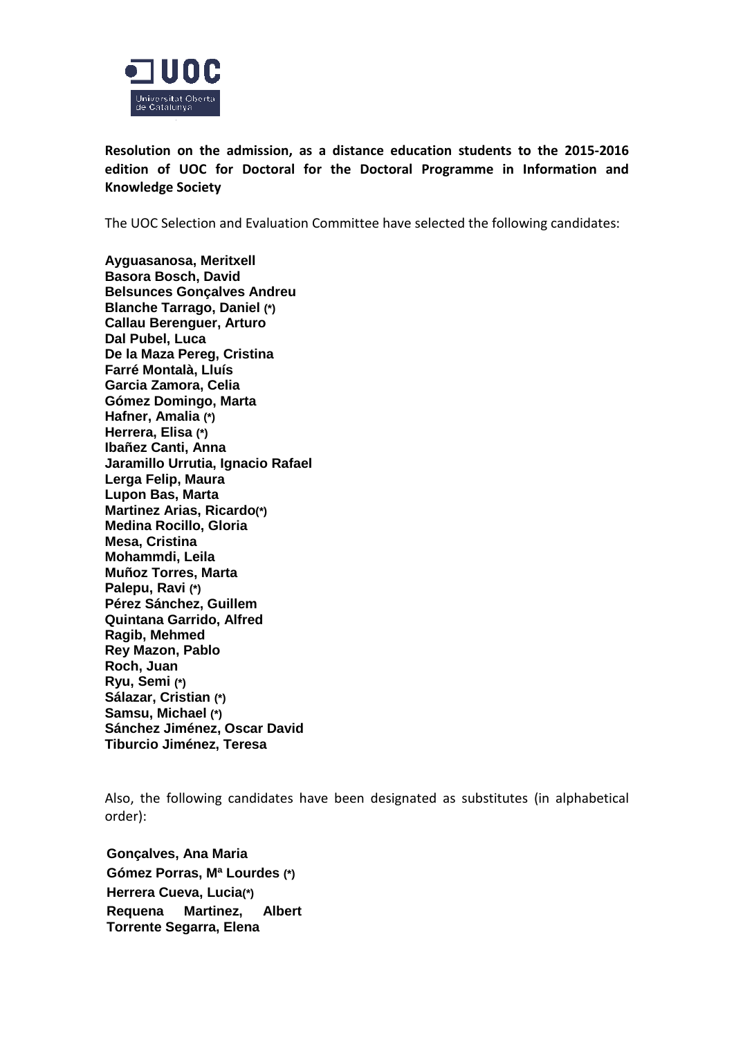**Resolution on the admission, as a distance education students to the 2015-2016 edition of UOC for Doctoral for the Doctoral Programme in Information and Knowledge Society**

The UOC Selection and Evaluation Committee have selected the following candidates:

**Ayguasanosa, Meritxell**
**Basora Bosch, David**
**Belsunces Gonçalves Andreu**
**Blanche Tarrago, Daniel (*)**
**Callau Berenguer, Arturo**
**Dal Pubel, Luca**
**De la Maza Pereg, Cristina**
**Farré Montalà, Lluís**
**Garcia Zamora, Celia**
**Gómez Domingo, Marta**
**Hafner, Amalia (*)**
**Herrera, Elisa (*)**
**Ibañez Canti, Anna**
**Jaramillo Urrutia, Ignacio Rafael**
**Lerga Felip, Maura**
**Lupon Bas, Marta**
**Martinez Arias, Ricardo(*)**
**Medina Rocillo, Gloria**
**Mesa, Cristina**
**Mohammdi, Leila**
**Muñoz Torres, Marta**
**Palepu, Ravi (*)**
**Pérez Sánchez, Guillem**
**Quintana Garrido, Alfred**
**Ragib, Mehmed**
**Rey Mazon, Pablo**
**Roch, Juan**
**Ryu, Semi (*)**
**Sálazar, Cristian (*)**
**Samsu, Michael (*)**
**Sánchez Jiménez, Oscar David**
**Tiburcio Jiménez, Teresa**

Also, the following candidates have been designated as substitutes (in alphabetical order):

**Gonçalves, Ana Maria**
**Gómez Porras, Mª Lourdes (*)**
**Herrera Cueva, Lucia(*)**
**Requena Martinez, Albert**
**Torrente Segarra, Elena**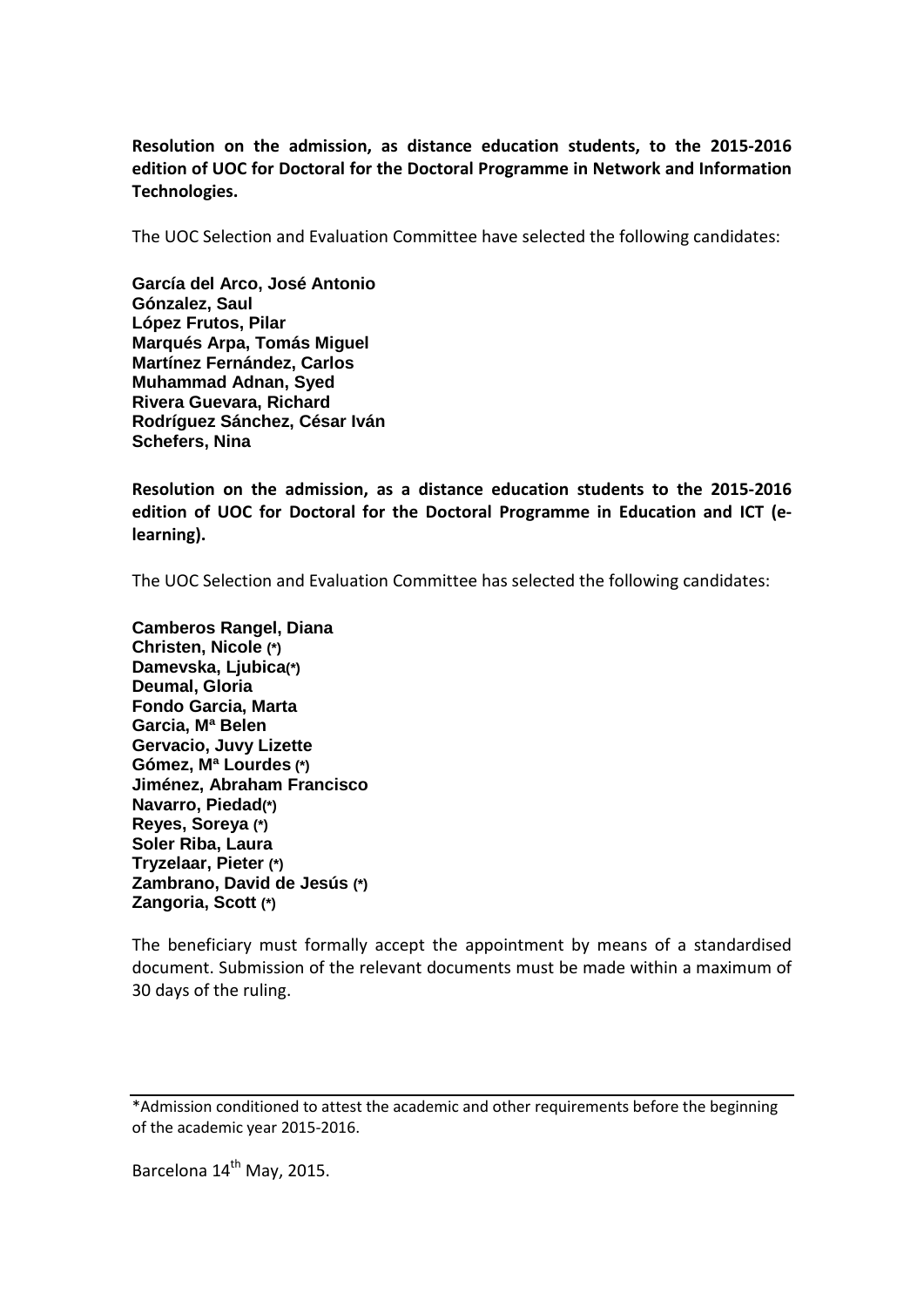**Resolution on the admission, as distance education students, to the 2015-2016 edition of UOC for Doctoral for the Doctoral Programme in Network and Information Technologies.**

The UOC Selection and Evaluation Committee have selected the following candidates:

**García del Arco, José Antonio**
**Gónzalez, Saul**
**López Frutos, Pilar**
**Marqués Arpa, Tomás Miguel**
**Martínez Fernández, Carlos**
**Muhammad Adnan, Syed**
**Rivera Guevara, Richard**
**Rodríguez Sánchez, César Iván**
**Schefers, Nina**

**Resolution on the admission, as a distance education students to the 2015-2016 edition of UOC for Doctoral for the Doctoral Programme in Education and ICT (e-learning).**

The UOC Selection and Evaluation Committee has selected the following candidates:

**Camberos Rangel, Diana**
**Christen, Nicole (*)**
**Damevska, Ljubica(*)**
**Deumal, Gloria**
**Fondo Garcia, Marta**
**Garcia, Mª Belen**
**Gervacio, Juvy Lizette**
**Gómez, Mª Lourdes (*)**
**Jiménez, Abraham Francisco**
**Navarro, Piedad(*)**
**Reyes, Soreya (*)**
**Soler Riba, Laura**
**Tryzelaar, Pieter (*)**
**Zambrano, David de Jesús (*)**
**Zangoria, Scott (*)**

The beneficiary must formally accept the appointment by means of a standardised document. Submission of the relevant documents must be made within a maximum of 30 days of the ruling.

*Admission conditioned to attest the academic and other requirements before the beginning of the academic year 2015-2016.

Barcelona 14th May, 2015.